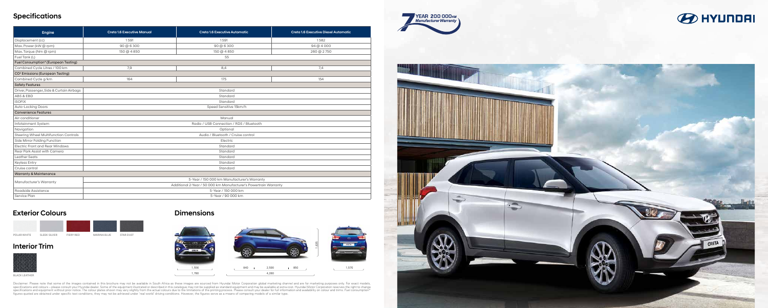## Specifications

| Engine | Creta 1.6 Executive Manual | Creta 1.6 Executive Automatic | Creta 1.6 Executive Diesel Automatic |
|---|---|---|---|
| Displacement (cc) | 1591 | 1591 | 1582 |
| Max. Power (kW @ rpm) | 90 @ 6 300 | 90 @ 6 300 | 94 @ 4 000 |
| Max. Torque (Nm @ rpm) | 150 @ 4 850 | 150 @ 4 850 | 260 @ 2 750 |
| Fuel Tank (L) | 55 | | |
| **Fuel Consumption* (European Testing)** | | | |
| Combined Cycle Litres / 100 km | 7,9 | 8,4 | 7,4 |
| **$CO_2$ Emissions (European Testing)** | | | |
| Combined Cycle g/km | 164 | 175 | 154 |
| **Safety Features** | | | |
| Driver, Passenger, Side & Curtain Airbags | Standard | | |
| ABS & EBD | Standard | | |
| ISOFIX | Standard | | |
| Auto-Locking Doors | Speed Sensitive 15km/h | | |
| **Convenience Features** | | | |
| Air-conditioner | Manual | | |
| Infotainment System | Radio / USB Connection / RDS / Bluetooth | | |
| Navigation | Optional | | |
| Steering Wheel Multifunction Controls | Audio / Bluetooth / Cruise control | | |
| Side Mirror Folding Function | Electric | | |
| Electric Front and Rear Windows | Standard | | |
| Rear Park Assist with Camera | Standard | | |
| Leather Seats | Standard | | |
| Keyless Entry | Standard | | |
| Cruise control | Standard | | |
| **Warranty & Maintenance** | | | |
| Manufacturer's Warranty | 5-Year / 150 000 km Manufacturer's Warranty<br>Additional 2-Year / 50 000 km Manufacturer's Powertrain Warranty | | |
| Roadside Assistance | 5-Year / 150 000 km | | |
| Service Plan | 5-Year / 90 000 km | | |

7 YEAR 200 000KM Manufacturer Warranty

HYUNDAI

## Exterior Colours

POLAR WHITE, SLEEK SILVER, FIERY RED, MARINA BLUE, STAR DUST

## Interior Trim

BLACK LEATHER

## Dimensions

1,556 / 1,780 / 840 / 2,590 / 850 / 4,280 / 1,635 / 1,570

Disclaimer: Please note that some of the images contained in this brochure may not be available in South Africa as these images are sourced from Hyundai Motor Corporation global marketing channel and are for marketing purposes only. For exact models, specifications and colours – please consult your Hyundai dealer. Some of the equipment illustrated or described in this catalogue may not be supplied as standard equipment and may be available at extra cost. Hyundai Motor Corporation reserves the right to change specifications and equipment without prior notice. The colour plates shown may vary slightly from the actual colours due to the limitations of the printing process. Please consult your dealer for full information and availability on colour and trims. Fuel consumption* figures quoted are obtained under specific test conditions, they may not be achieved under 'real world' driving conditions. However, the figures serve as a means of comparing models of a similar type.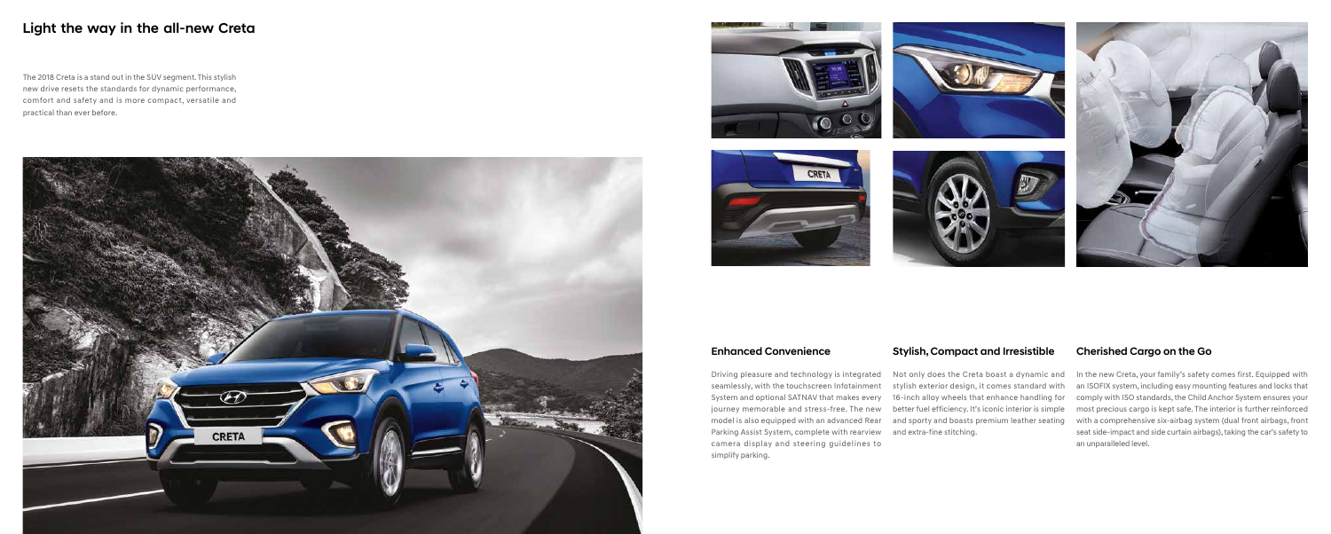# Light the way in the all-new Creta

The 2018 Creta is a stand out in the SUV segment. This stylish new drive resets the standards for dynamic performance, comfort and safety and is more compact, versatile and practical than ever before.

### Enhanced Convenience

Driving pleasure and technology is integrated seamlessly, with the touchscreen Infotainment System and optional SATNAV that makes every journey memorable and stress-free. The new model is also equipped with an advanced Rear Parking Assist System, complete with rearview camera display and steering guidelines to simplify parking.

### Stylish, Compact and Irresistible

Not only does the Creta boast a dynamic and stylish exterior design, it comes standard with 16-inch alloy wheels that enhance handling for better fuel efficiency. It's iconic interior is simple and sporty and boasts premium leather seating and extra-fine stitching.

### Cherished Cargo on the Go

In the new Creta, your family's safety comes first. Equipped with an ISOFIX system, including easy mounting features and locks that comply with ISO standards, the Child Anchor System ensures your most precious cargo is kept safe. The interior is further reinforced with a comprehensive six-airbag system (dual front airbags, front seat side-impact and side curtain airbags), taking the car's safety to an unparalleled level.